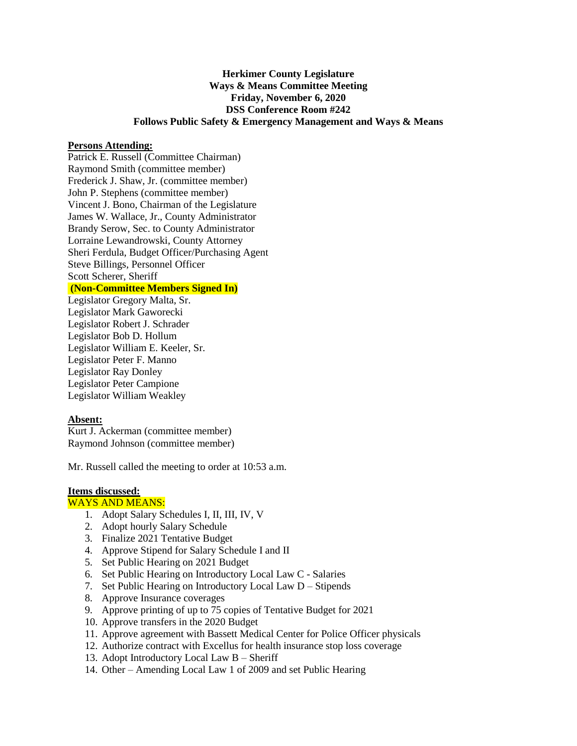**Herkimer County Legislature**
**Ways & Means Committee Meeting**
**Friday, November 6, 2020**
**DSS Conference Room #242**
**Follows Public Safety & Emergency Management and Ways & Means**

**Persons Attending:**

Patrick E. Russell (Committee Chairman)
Raymond Smith (committee member)
Frederick J. Shaw, Jr. (committee member)
John P. Stephens (committee member)
Vincent J. Bono, Chairman of the Legislature
James W. Wallace, Jr., County Administrator
Brandy Serow, Sec. to County Administrator
Lorraine Lewandrowski, County Attorney
Sheri Ferdula, Budget Officer/Purchasing Agent
Steve Billings, Personnel Officer
Scott Scherer, Sheriff

**(Non-Committee Members Signed In)**

Legislator Gregory Malta, Sr.
Legislator Mark Gaworecki
Legislator Robert J. Schrader
Legislator Bob D. Hollum
Legislator William E. Keeler, Sr.
Legislator Peter F. Manno
Legislator Ray Donley
Legislator Peter Campione
Legislator William Weakley

**Absent:**

Kurt J. Ackerman (committee member)
Raymond Johnson (committee member)

Mr. Russell called the meeting to order at 10:53 a.m.

**Items discussed:**

WAYS AND MEANS:

1. Adopt Salary Schedules I, II, III, IV, V
2. Adopt hourly Salary Schedule
3. Finalize 2021 Tentative Budget
4. Approve Stipend for Salary Schedule I and II
5. Set Public Hearing on 2021 Budget
6. Set Public Hearing on Introductory Local Law C - Salaries
7. Set Public Hearing on Introductory Local Law D – Stipends
8. Approve Insurance coverages
9. Approve printing of up to 75 copies of Tentative Budget for 2021
10. Approve transfers in the 2020 Budget
11. Approve agreement with Bassett Medical Center for Police Officer physicals
12. Authorize contract with Excellus for health insurance stop loss coverage
13. Adopt Introductory Local Law B – Sheriff
14. Other – Amending Local Law 1 of 2009 and set Public Hearing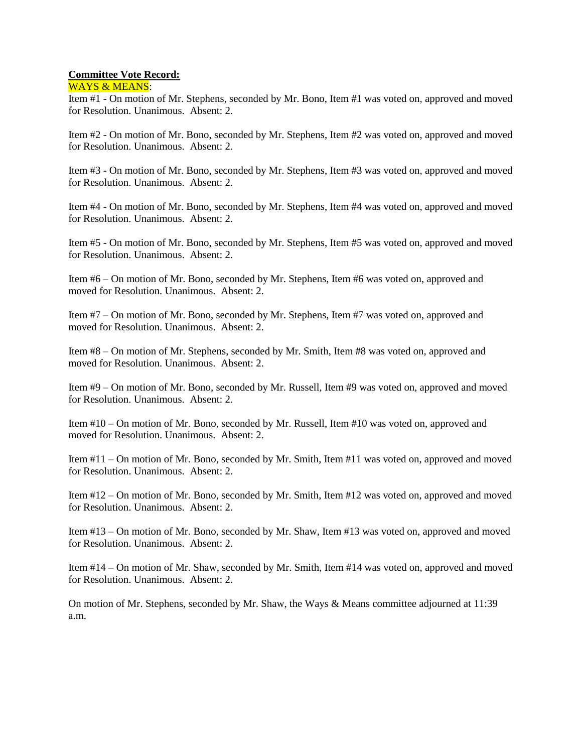**Committee Vote Record:**

WAYS & MEANS:

Item #1 - On motion of Mr. Stephens, seconded by Mr. Bono, Item #1 was voted on, approved and moved for Resolution. Unanimous. Absent: 2.

Item #2 - On motion of Mr. Bono, seconded by Mr. Stephens, Item #2 was voted on, approved and moved for Resolution. Unanimous. Absent: 2.

Item #3 - On motion of Mr. Bono, seconded by Mr. Stephens, Item #3 was voted on, approved and moved for Resolution. Unanimous. Absent: 2.

Item #4 - On motion of Mr. Bono, seconded by Mr. Stephens, Item #4 was voted on, approved and moved for Resolution. Unanimous. Absent: 2.

Item #5 - On motion of Mr. Bono, seconded by Mr. Stephens, Item #5 was voted on, approved and moved for Resolution. Unanimous. Absent: 2.

Item #6 – On motion of Mr. Bono, seconded by Mr. Stephens, Item #6 was voted on, approved and moved for Resolution. Unanimous. Absent: 2.

Item #7 – On motion of Mr. Bono, seconded by Mr. Stephens, Item #7 was voted on, approved and moved for Resolution. Unanimous. Absent: 2.

Item #8 – On motion of Mr. Stephens, seconded by Mr. Smith, Item #8 was voted on, approved and moved for Resolution. Unanimous. Absent: 2.

Item #9 – On motion of Mr. Bono, seconded by Mr. Russell, Item #9 was voted on, approved and moved for Resolution. Unanimous. Absent: 2.

Item #10 – On motion of Mr. Bono, seconded by Mr. Russell, Item #10 was voted on, approved and moved for Resolution. Unanimous. Absent: 2.

Item #11 – On motion of Mr. Bono, seconded by Mr. Smith, Item #11 was voted on, approved and moved for Resolution. Unanimous. Absent: 2.

Item #12 – On motion of Mr. Bono, seconded by Mr. Smith, Item #12 was voted on, approved and moved for Resolution. Unanimous. Absent: 2.

Item #13 – On motion of Mr. Bono, seconded by Mr. Shaw, Item #13 was voted on, approved and moved for Resolution. Unanimous. Absent: 2.

Item #14 – On motion of Mr. Shaw, seconded by Mr. Smith, Item #14 was voted on, approved and moved for Resolution. Unanimous. Absent: 2.

On motion of Mr. Stephens, seconded by Mr. Shaw, the Ways & Means committee adjourned at 11:39 a.m.